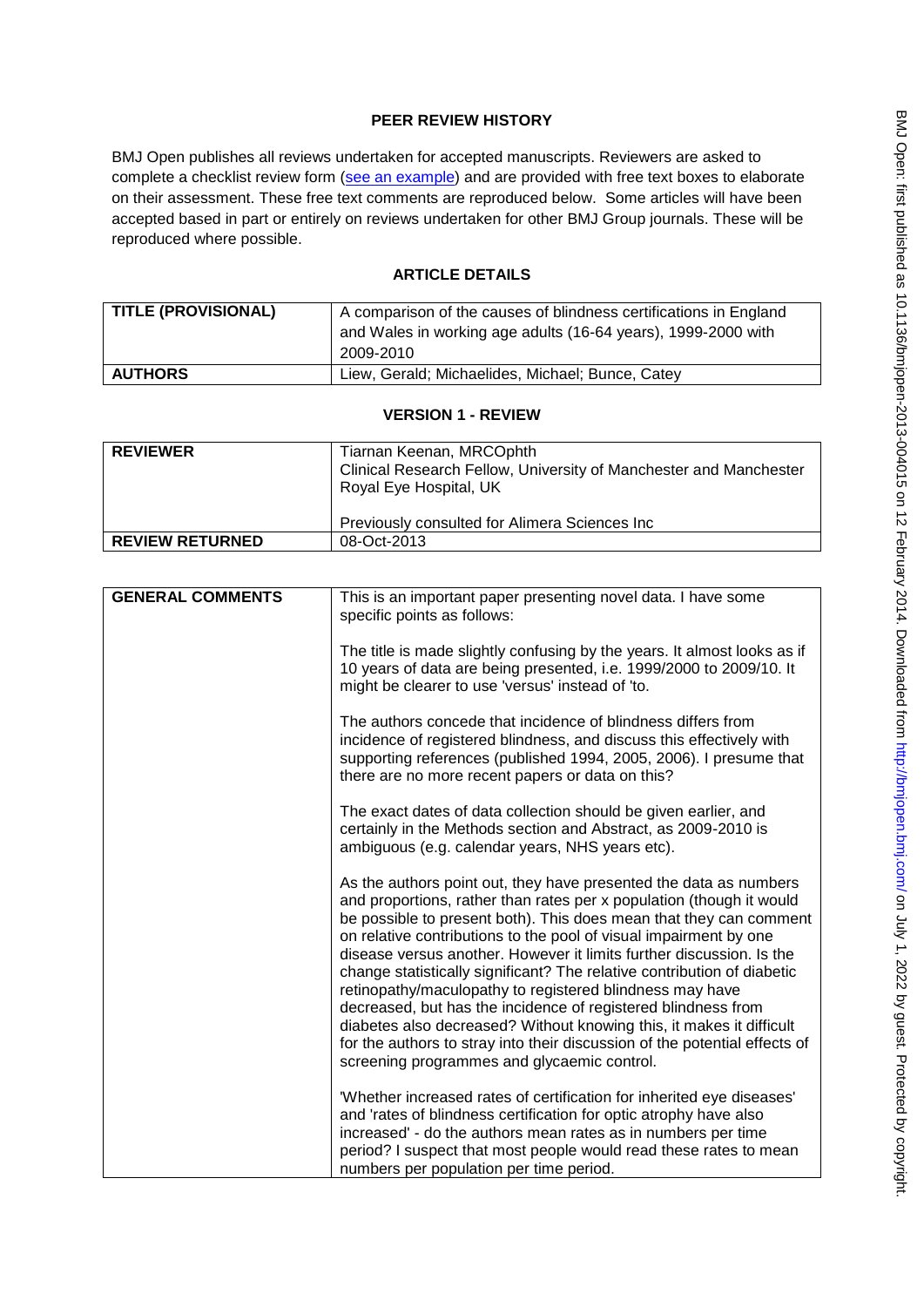# PEER REVIEW HISTORY

BMJ Open publishes all reviews undertaken for accepted manuscripts. Reviewers are asked to complete a checklist review form (see an example) and are provided with free text boxes to elaborate on their assessment. These free text comments are reproduced below. Some articles will have been accepted based in part or entirely on reviews undertaken for other BMJ Group journals. These will be reproduced where possible.

## ARTICLE DETAILS

| | |
|---|---|
| **TITLE (PROVISIONAL)** | A comparison of the causes of blindness certifications in England and Wales in working age adults (16-64 years), 1999-2000 with 2009-2010 |
| **AUTHORS** | Liew, Gerald; Michaelides, Michael; Bunce, Catey |

## VERSION 1 - REVIEW

| | |
|---|---|
| **REVIEWER** | Tiarnan Keenan, MRCOphth<br>Clinical Research Fellow, University of Manchester and Manchester Royal Eye Hospital, UK<br><br>Previously consulted for Alimera Sciences Inc |
| **REVIEW RETURNED** | 08-Oct-2013 |

| | |
|---|---|
| **GENERAL COMMENTS** | This is an important paper presenting novel data. I have some specific points as follows:<br><br>The title is made slightly confusing by the years. It almost looks as if 10 years of data are being presented, i.e. 1999/2000 to 2009/10. It might be clearer to use 'versus' instead of 'to.<br><br>The authors concede that incidence of blindness differs from incidence of registered blindness, and discuss this effectively with supporting references (published 1994, 2005, 2006). I presume that there are no more recent papers or data on this?<br><br>The exact dates of data collection should be given earlier, and certainly in the Methods section and Abstract, as 2009-2010 is ambiguous (e.g. calendar years, NHS years etc).<br><br>As the authors point out, they have presented the data as numbers and proportions, rather than rates per x population (though it would be possible to present both). This does mean that they can comment on relative contributions to the pool of visual impairment by one disease versus another. However it limits further discussion. Is the change statistically significant? The relative contribution of diabetic retinopathy/maculopathy to registered blindness may have decreased, but has the incidence of registered blindness from diabetes also decreased? Without knowing this, it makes it difficult for the authors to stray into their discussion of the potential effects of screening programmes and glycaemic control.<br><br>'Whether increased rates of certification for inherited eye diseases' and 'rates of blindness certification for optic atrophy have also increased' - do the authors mean rates as in numbers per time period? I suspect that most people would read these rates to mean numbers per population per time period. |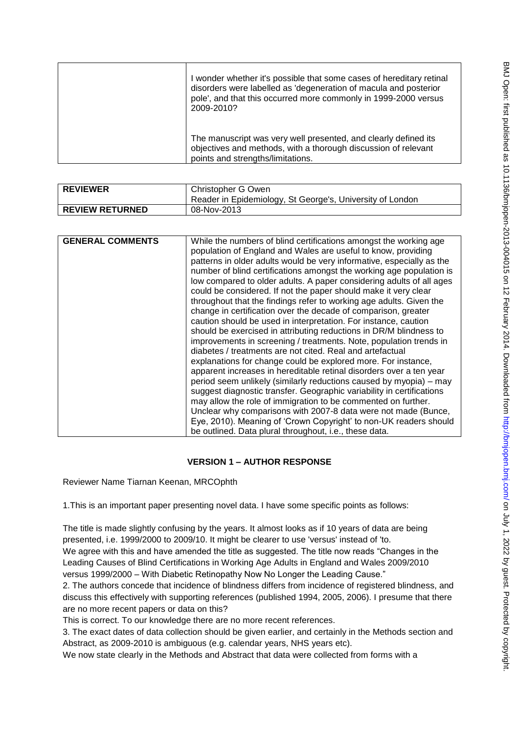| | |
|---|---|
| | I wonder whether it's possible that some cases of hereditary retinal disorders were labelled as 'degeneration of macula and posterior pole', and that this occurred more commonly in 1999-2000 versus 2009-2010?<br><br>The manuscript was very well presented, and clearly defined its objectives and methods, with a thorough discussion of relevant points and strengths/limitations. |

| | |
|---|---|
| **REVIEWER** | Christopher G Owen<br>Reader in Epidemiology, St George's, University of London |
| **REVIEW RETURNED** | 08-Nov-2013 |

| | |
|---|---|
| **GENERAL COMMENTS** | While the numbers of blind certifications amongst the working age population of England and Wales are useful to know, providing patterns in older adults would be very informative, especially as the number of blind certifications amongst the working age population is low compared to older adults. A paper considering adults of all ages could be considered. If not the paper should make it very clear throughout that the findings refer to working age adults. Given the change in certification over the decade of comparison, greater caution should be used in interpretation. For instance, caution should be exercised in attributing reductions in DR/M blindness to improvements in screening / treatments. Note, population trends in diabetes / treatments are not cited. Real and artefactual explanations for change could be explored more. For instance, apparent increases in hereditable retinal disorders over a ten year period seem unlikely (similarly reductions caused by myopia) – may suggest diagnostic transfer. Geographic variability in certifications may allow the role of immigration to be commented on further. Unclear why comparisons with 2007-8 data were not made (Bunce, Eye, 2010). Meaning of 'Crown Copyright' to non-UK readers should be outlined. Data plural throughout, i.e., these data. |

## VERSION 1 – AUTHOR RESPONSE

Reviewer Name Tiarnan Keenan, MRCOphth

1.This is an important paper presenting novel data. I have some specific points as follows:

The title is made slightly confusing by the years. It almost looks as if 10 years of data are being presented, i.e. 1999/2000 to 2009/10. It might be clearer to use 'versus' instead of 'to.
We agree with this and have amended the title as suggested. The title now reads "Changes in the Leading Causes of Blind Certifications in Working Age Adults in England and Wales 2009/2010 versus 1999/2000 – With Diabetic Retinopathy Now No Longer the Leading Cause."

2. The authors concede that incidence of blindness differs from incidence of registered blindness, and discuss this effectively with supporting references (published 1994, 2005, 2006). I presume that there are no more recent papers or data on this?
This is correct. To our knowledge there are no more recent references.

3. The exact dates of data collection should be given earlier, and certainly in the Methods section and Abstract, as 2009-2010 is ambiguous (e.g. calendar years, NHS years etc).
We now state clearly in the Methods and Abstract that data were collected from forms with a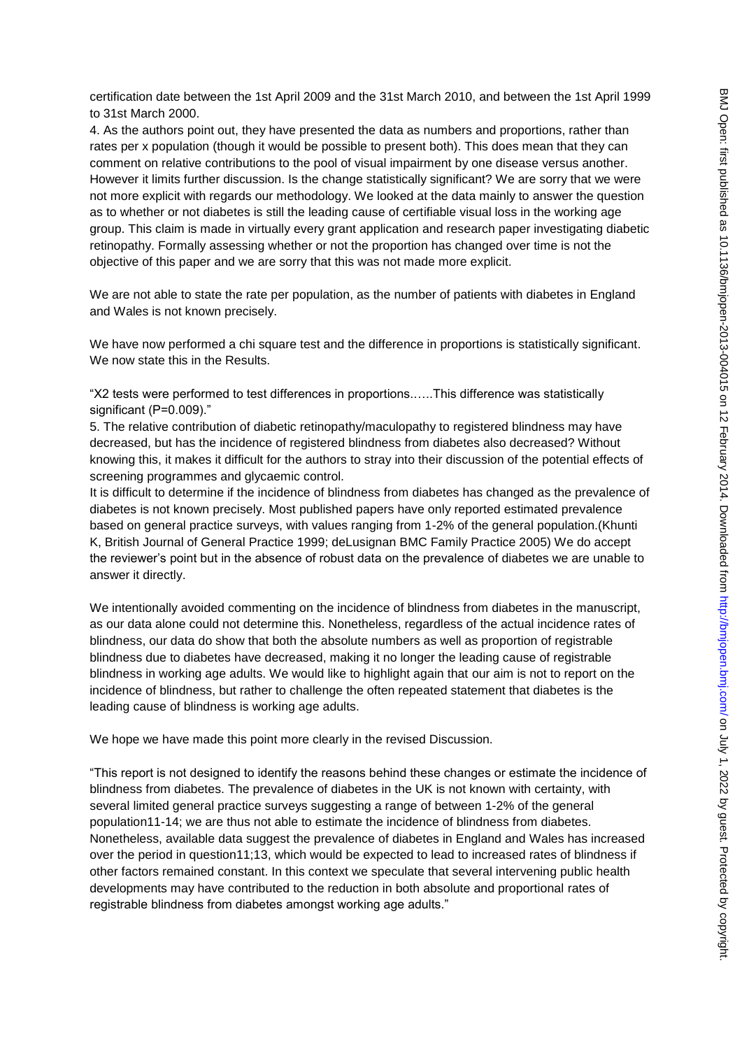certification date between the 1st April 2009 and the 31st March 2010, and between the 1st April 1999 to 31st March 2000.

4. As the authors point out, they have presented the data as numbers and proportions, rather than rates per x population (though it would be possible to present both). This does mean that they can comment on relative contributions to the pool of visual impairment by one disease versus another. However it limits further discussion. Is the change statistically significant? We are sorry that we were not more explicit with regards our methodology. We looked at the data mainly to answer the question as to whether or not diabetes is still the leading cause of certifiable visual loss in the working age group. This claim is made in virtually every grant application and research paper investigating diabetic retinopathy. Formally assessing whether or not the proportion has changed over time is not the objective of this paper and we are sorry that this was not made more explicit.

We are not able to state the rate per population, as the number of patients with diabetes in England and Wales is not known precisely.

We have now performed a chi square test and the difference in proportions is statistically significant. We now state this in the Results.

"X2 tests were performed to test differences in proportions……This difference was statistically significant (P=0.009)."

5. The relative contribution of diabetic retinopathy/maculopathy to registered blindness may have decreased, but has the incidence of registered blindness from diabetes also decreased? Without knowing this, it makes it difficult for the authors to stray into their discussion of the potential effects of screening programmes and glycaemic control.

It is difficult to determine if the incidence of blindness from diabetes has changed as the prevalence of diabetes is not known precisely. Most published papers have only reported estimated prevalence based on general practice surveys, with values ranging from 1-2% of the general population.(Khunti K, British Journal of General Practice 1999; deLusignan BMC Family Practice 2005) We do accept the reviewer's point but in the absence of robust data on the prevalence of diabetes we are unable to answer it directly.

We intentionally avoided commenting on the incidence of blindness from diabetes in the manuscript, as our data alone could not determine this. Nonetheless, regardless of the actual incidence rates of blindness, our data do show that both the absolute numbers as well as proportion of registrable blindness due to diabetes have decreased, making it no longer the leading cause of registrable blindness in working age adults. We would like to highlight again that our aim is not to report on the incidence of blindness, but rather to challenge the often repeated statement that diabetes is the leading cause of blindness is working age adults.

We hope we have made this point more clearly in the revised Discussion.

"This report is not designed to identify the reasons behind these changes or estimate the incidence of blindness from diabetes. The prevalence of diabetes in the UK is not known with certainty, with several limited general practice surveys suggesting a range of between 1-2% of the general population11-14; we are thus not able to estimate the incidence of blindness from diabetes. Nonetheless, available data suggest the prevalence of diabetes in England and Wales has increased over the period in question11;13, which would be expected to lead to increased rates of blindness if other factors remained constant. In this context we speculate that several intervening public health developments may have contributed to the reduction in both absolute and proportional rates of registrable blindness from diabetes amongst working age adults."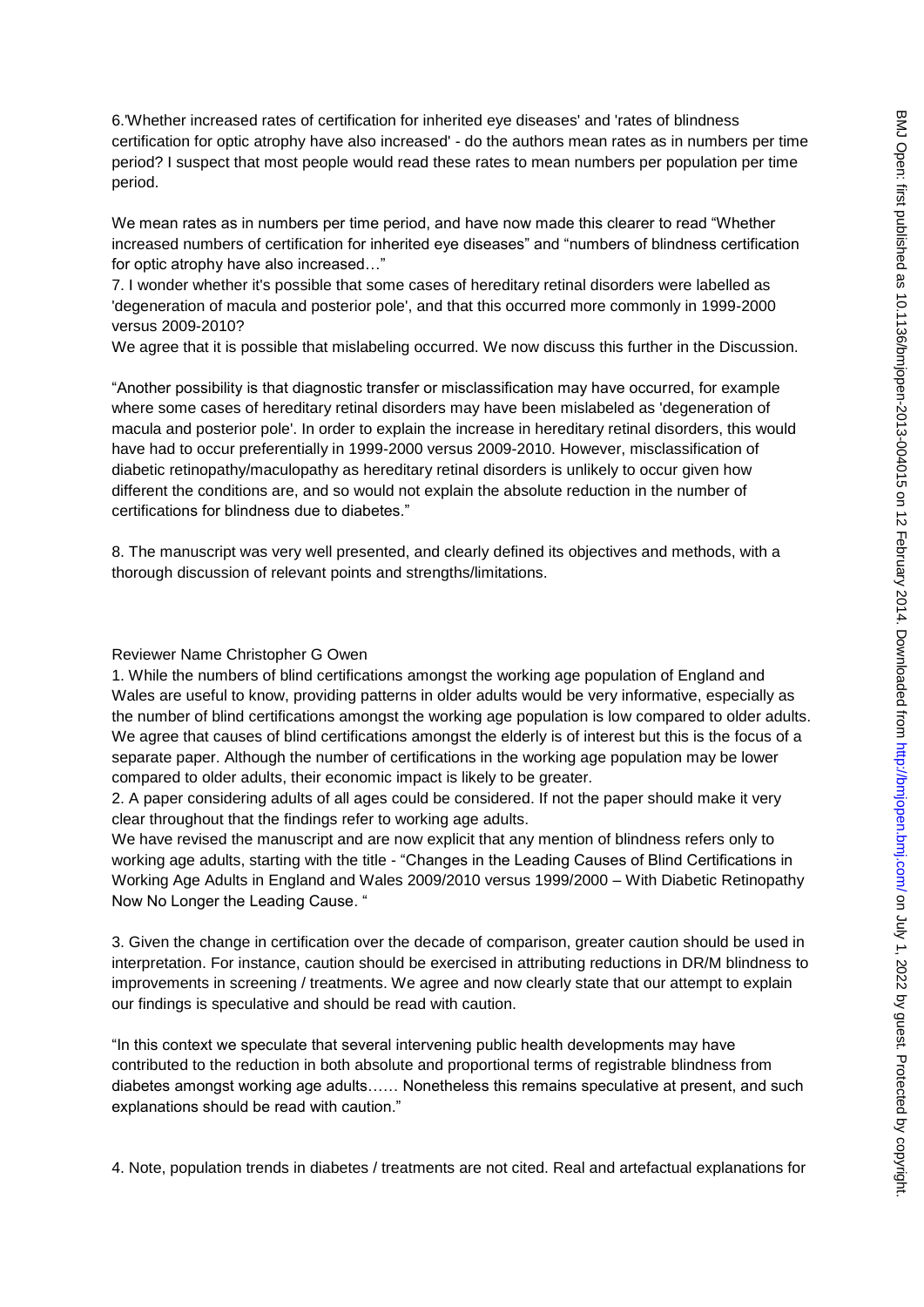6.'Whether increased rates of certification for inherited eye diseases' and 'rates of blindness certification for optic atrophy have also increased' - do the authors mean rates as in numbers per time period? I suspect that most people would read these rates to mean numbers per population per time period.

We mean rates as in numbers per time period, and have now made this clearer to read "Whether increased numbers of certification for inherited eye diseases" and "numbers of blindness certification for optic atrophy have also increased…"

7. I wonder whether it's possible that some cases of hereditary retinal disorders were labelled as 'degeneration of macula and posterior pole', and that this occurred more commonly in 1999-2000 versus 2009-2010?

We agree that it is possible that mislabeling occurred. We now discuss this further in the Discussion.

"Another possibility is that diagnostic transfer or misclassification may have occurred, for example where some cases of hereditary retinal disorders may have been mislabeled as 'degeneration of macula and posterior pole'. In order to explain the increase in hereditary retinal disorders, this would have had to occur preferentially in 1999-2000 versus 2009-2010. However, misclassification of diabetic retinopathy/maculopathy as hereditary retinal disorders is unlikely to occur given how different the conditions are, and so would not explain the absolute reduction in the number of certifications for blindness due to diabetes."

8. The manuscript was very well presented, and clearly defined its objectives and methods, with a thorough discussion of relevant points and strengths/limitations.

Reviewer Name Christopher G Owen

1. While the numbers of blind certifications amongst the working age population of England and Wales are useful to know, providing patterns in older adults would be very informative, especially as the number of blind certifications amongst the working age population is low compared to older adults.

We agree that causes of blind certifications amongst the elderly is of interest but this is the focus of a separate paper. Although the number of certifications in the working age population may be lower compared to older adults, their economic impact is likely to be greater.

2. A paper considering adults of all ages could be considered. If not the paper should make it very clear throughout that the findings refer to working age adults.

We have revised the manuscript and are now explicit that any mention of blindness refers only to working age adults, starting with the title - "Changes in the Leading Causes of Blind Certifications in Working Age Adults in England and Wales 2009/2010 versus 1999/2000 – With Diabetic Retinopathy Now No Longer the Leading Cause. "

3. Given the change in certification over the decade of comparison, greater caution should be used in interpretation. For instance, caution should be exercised in attributing reductions in DR/M blindness to improvements in screening / treatments. We agree and now clearly state that our attempt to explain our findings is speculative and should be read with caution.

"In this context we speculate that several intervening public health developments may have contributed to the reduction in both absolute and proportional terms of registrable blindness from diabetes amongst working age adults…… Nonetheless this remains speculative at present, and such explanations should be read with caution."

4. Note, population trends in diabetes / treatments are not cited. Real and artefactual explanations for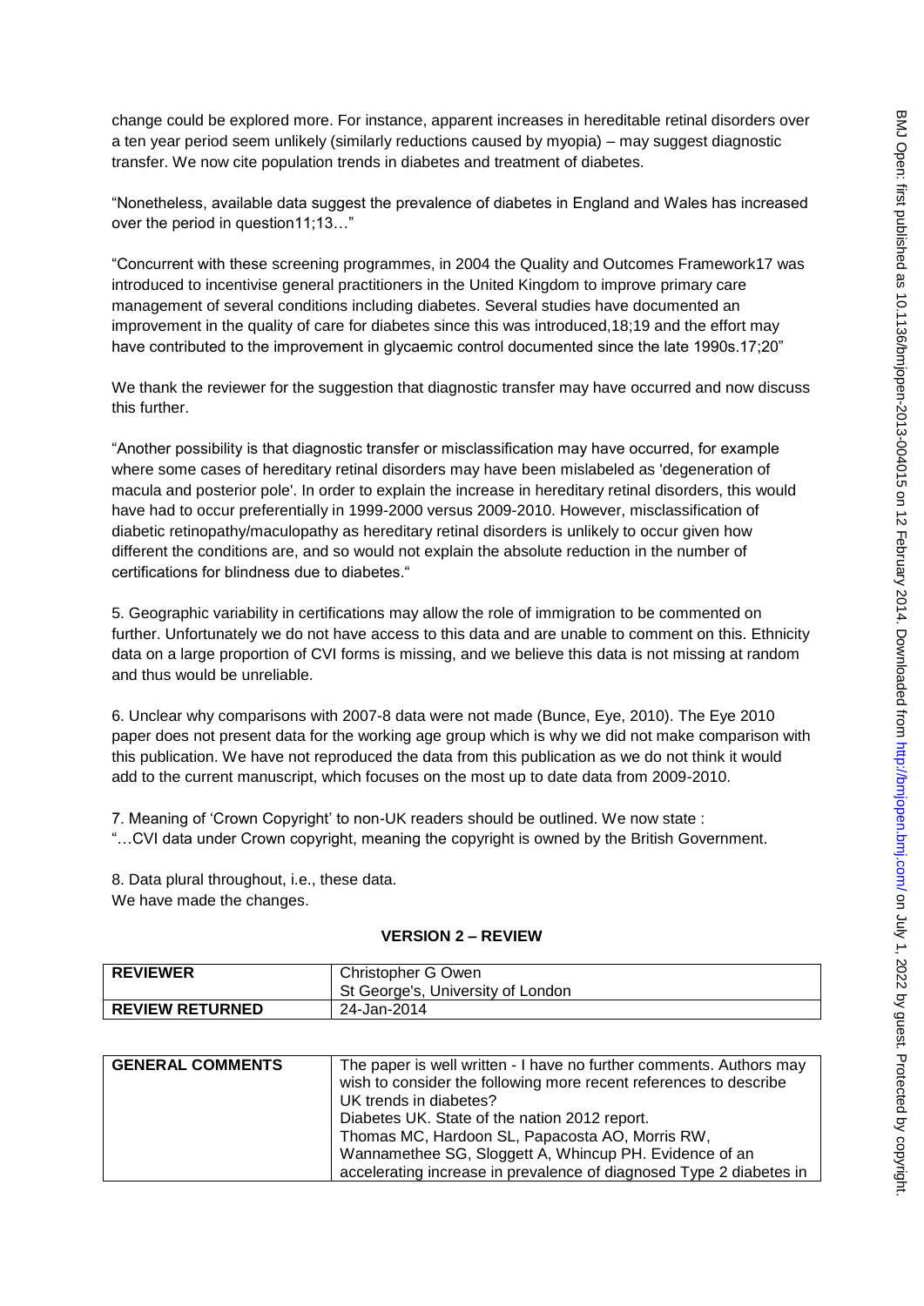change could be explored more. For instance, apparent increases in hereditable retinal disorders over a ten year period seem unlikely (similarly reductions caused by myopia) – may suggest diagnostic transfer. We now cite population trends in diabetes and treatment of diabetes.

"Nonetheless, available data suggest the prevalence of diabetes in England and Wales has increased over the period in question11;13…"

"Concurrent with these screening programmes, in 2004 the Quality and Outcomes Framework17 was introduced to incentivise general practitioners in the United Kingdom to improve primary care management of several conditions including diabetes. Several studies have documented an improvement in the quality of care for diabetes since this was introduced,18;19 and the effort may have contributed to the improvement in glycaemic control documented since the late 1990s.17;20"

We thank the reviewer for the suggestion that diagnostic transfer may have occurred and now discuss this further.

"Another possibility is that diagnostic transfer or misclassification may have occurred, for example where some cases of hereditary retinal disorders may have been mislabeled as 'degeneration of macula and posterior pole'. In order to explain the increase in hereditary retinal disorders, this would have had to occur preferentially in 1999-2000 versus 2009-2010. However, misclassification of diabetic retinopathy/maculopathy as hereditary retinal disorders is unlikely to occur given how different the conditions are, and so would not explain the absolute reduction in the number of certifications for blindness due to diabetes."

5. Geographic variability in certifications may allow the role of immigration to be commented on further. Unfortunately we do not have access to this data and are unable to comment on this. Ethnicity data on a large proportion of CVI forms is missing, and we believe this data is not missing at random and thus would be unreliable.

6. Unclear why comparisons with 2007-8 data were not made (Bunce, Eye, 2010). The Eye 2010 paper does not present data for the working age group which is why we did not make comparison with this publication. We have not reproduced the data from this publication as we do not think it would add to the current manuscript, which focuses on the most up to date data from 2009-2010.

7. Meaning of 'Crown Copyright' to non-UK readers should be outlined. We now state :
"…CVI data under Crown copyright, meaning the copyright is owned by the British Government.

8. Data plural throughout, i.e., these data.
We have made the changes.

## VERSION 2 – REVIEW

| REVIEWER | Christopher G Owen<br>St George's, University of London |
|---|---|
| REVIEW RETURNED | 24-Jan-2014 |

| GENERAL COMMENTS | The paper is well written - I have no further comments. Authors may wish to consider the following more recent references to describe UK trends in diabetes?<br>Diabetes UK. State of the nation 2012 report.<br>Thomas MC, Hardoon SL, Papacosta AO, Morris RW, Wannamethee SG, Sloggett A, Whincup PH. Evidence of an accelerating increase in prevalence of diagnosed Type 2 diabetes in |
|---|---|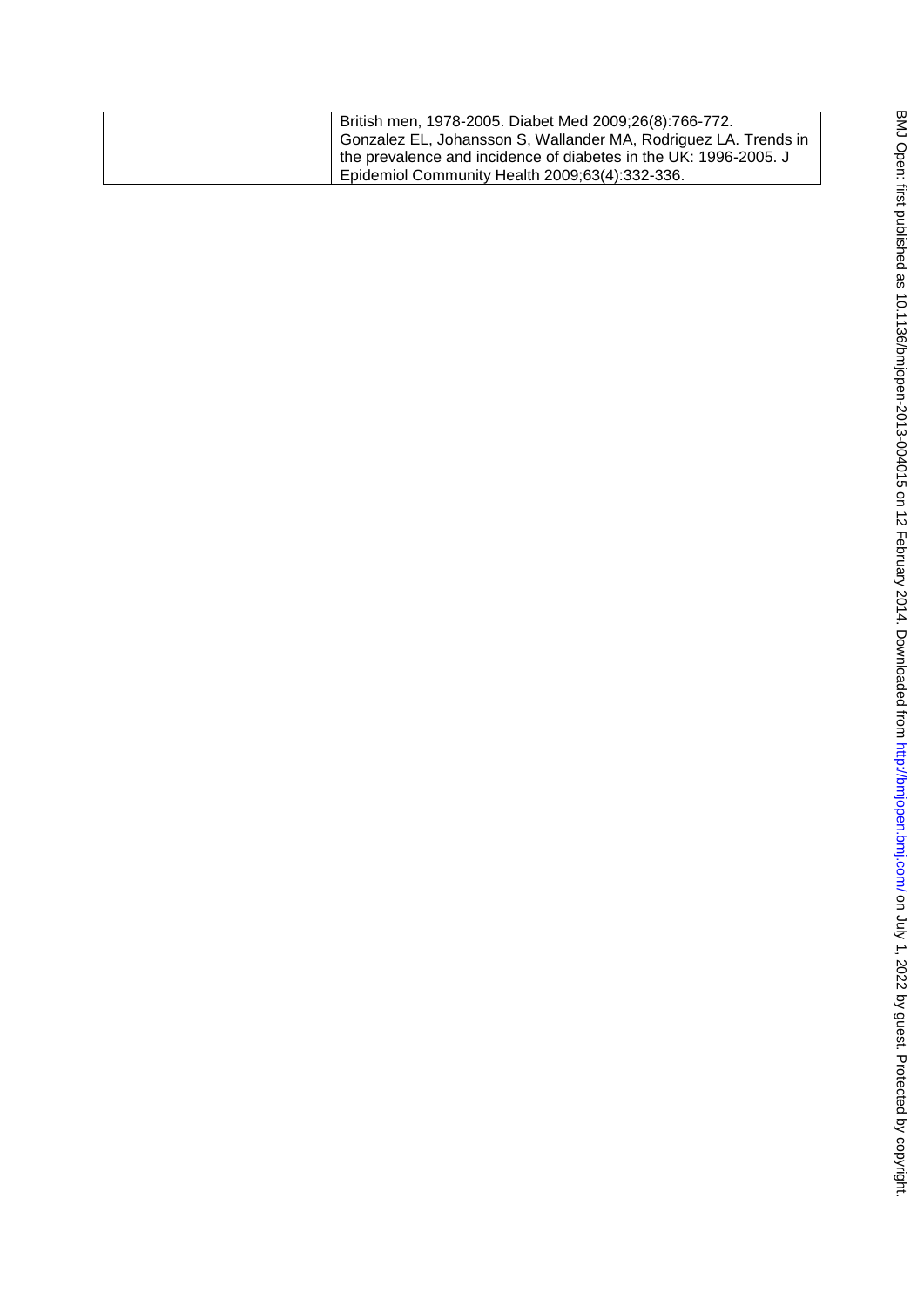| | |
|---|---|
| | British men, 1978-2005. Diabet Med 2009;26(8):766-772.<br>Gonzalez EL, Johansson S, Wallander MA, Rodriguez LA. Trends in the prevalence and incidence of diabetes in the UK: 1996-2005. J Epidemiol Community Health 2009;63(4):332-336. |